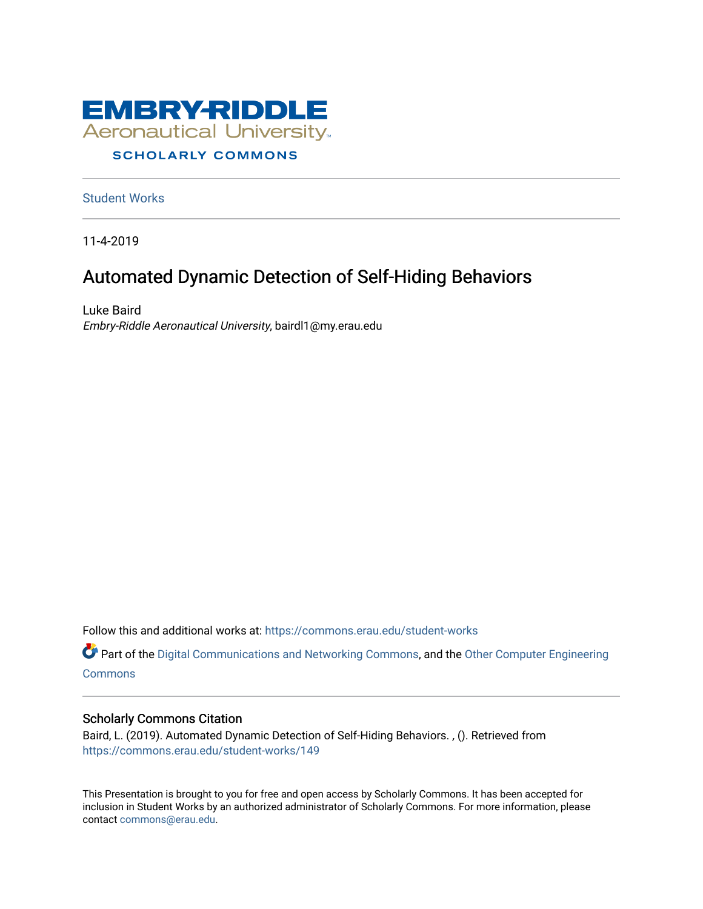# EMBRY-RIDDLE Aeronautical University

## SCHOLARLY COMMONS

Student Works

11-4-2019

# Automated Dynamic Detection of Self-Hiding Behaviors

Luke Baird
*Embry-Riddle Aeronautical University*, bairdl1@my.erau.edu

Follow this and additional works at: https://commons.erau.edu/student-works

Part of the Digital Communications and Networking Commons, and the Other Computer Engineering Commons

## Scholarly Commons Citation

Baird, L. (2019). Automated Dynamic Detection of Self-Hiding Behaviors. , (). Retrieved from https://commons.erau.edu/student-works/149

This Presentation is brought to you for free and open access by Scholarly Commons. It has been accepted for inclusion in Student Works by an authorized administrator of Scholarly Commons. For more information, please contact commons@erau.edu.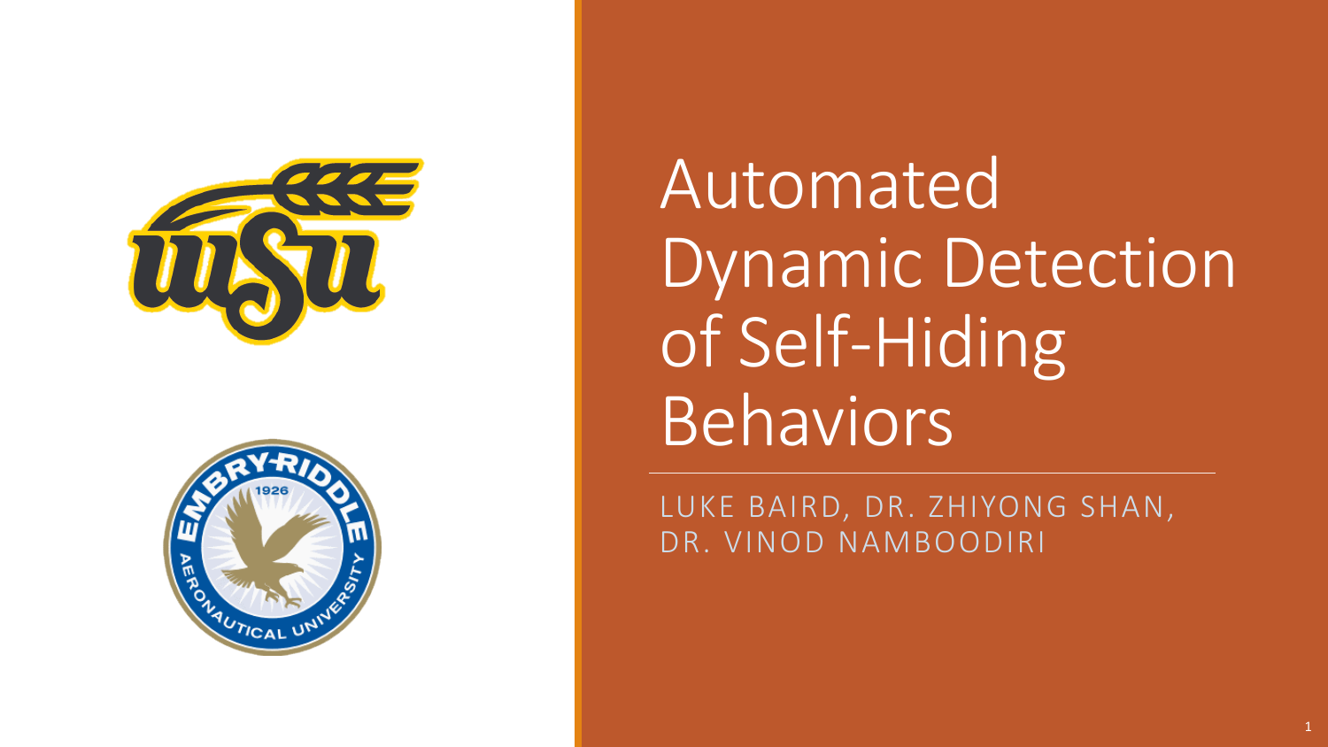# Automated Dynamic Detection of Self-Hiding Behaviors

LUKE BAIRD, DR. ZHIYONG SHAN, DR. VINOD NAMBOODIRI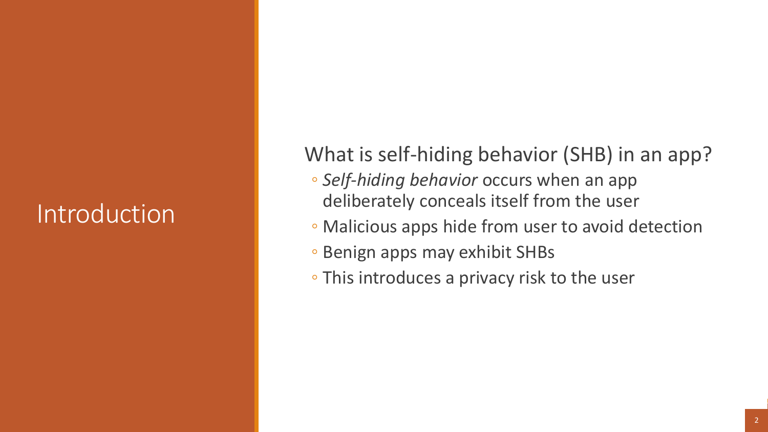# Introduction

## What is self-hiding behavior (SHB) in an app?

- *Self-hiding behavior* occurs when an app deliberately conceals itself from the user
- Malicious apps hide from user to avoid detection
- Benign apps may exhibit SHBs
- This introduces a privacy risk to the user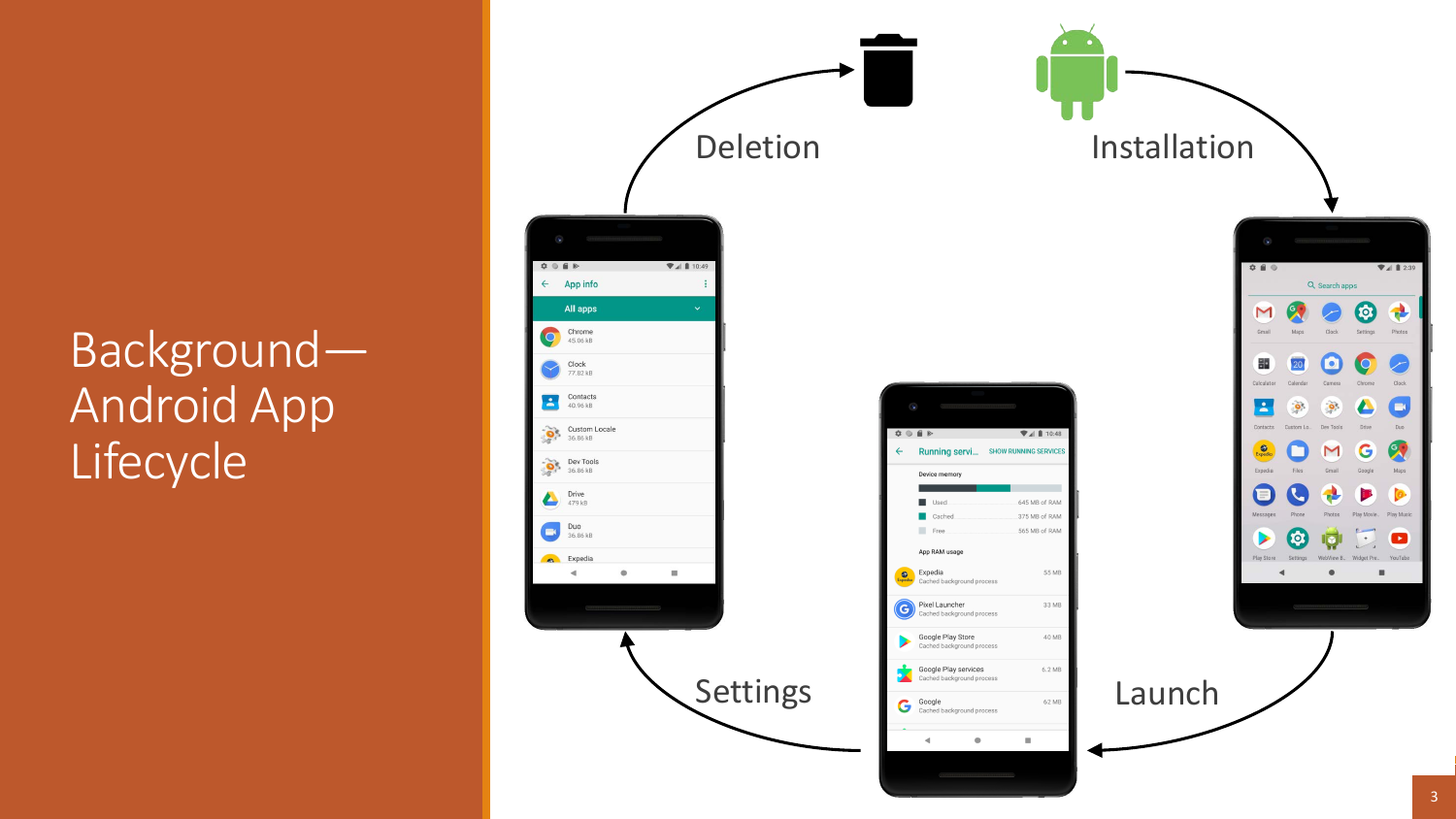# Background—Android App Lifecycle

Installation

Launch

Settings

Deletion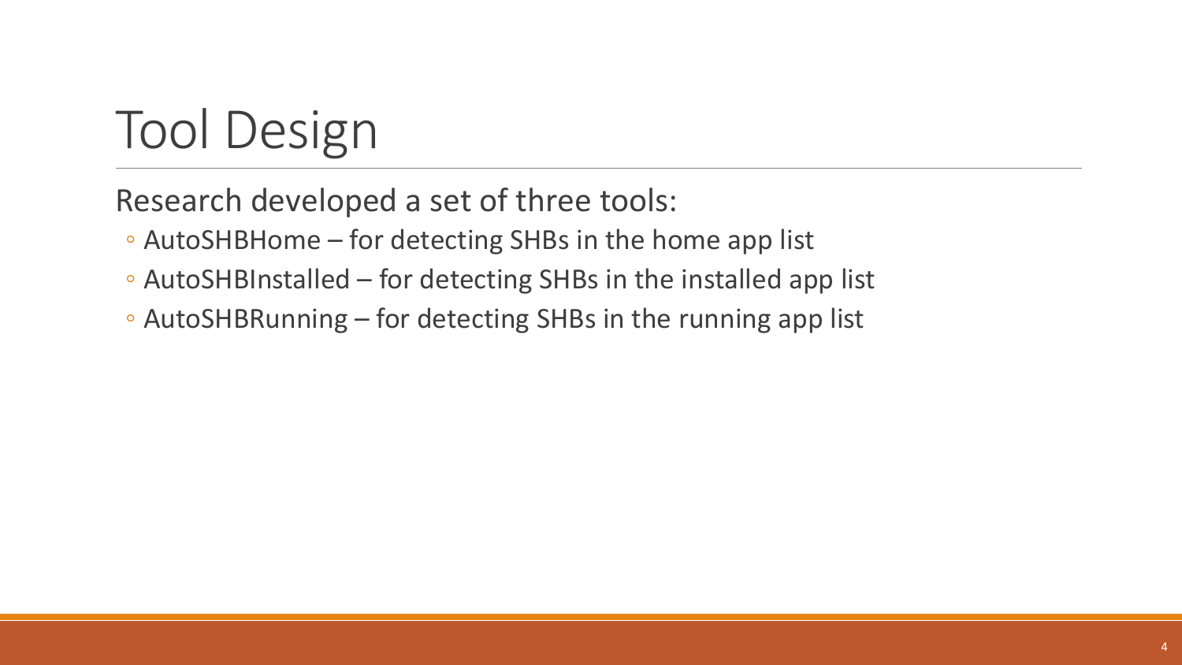# Tool Design

Research developed a set of three tools:

- AutoSHBHome – for detecting SHBs in the home app list
- AutoSHBInstalled – for detecting SHBs in the installed app list
- AutoSHBRunning – for detecting SHBs in the running app list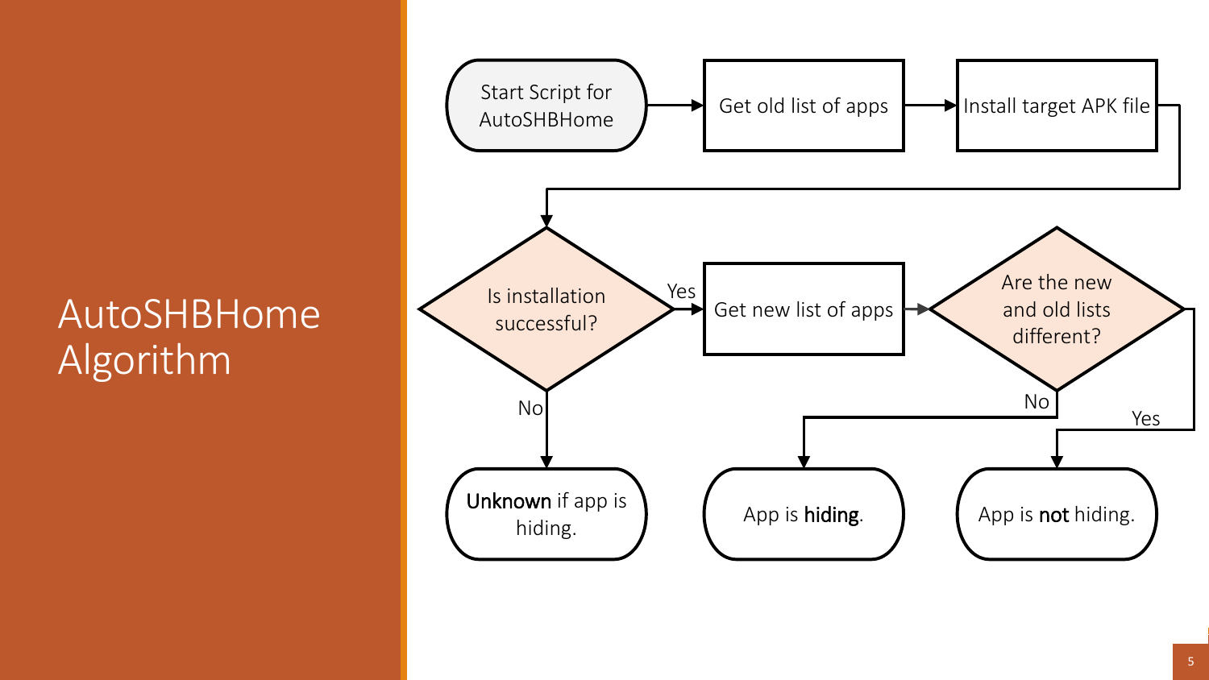# AutoSHBHome Algorithm

Start Script for AutoSHBHome → Get old list of apps → Install target APK file → Is installation successful?

- No → **Unknown** if app is hiding.
- Yes → Get new list of apps → Are the new and old lists different?
  - No → App is **hiding**.
  - Yes → App is **not** hiding.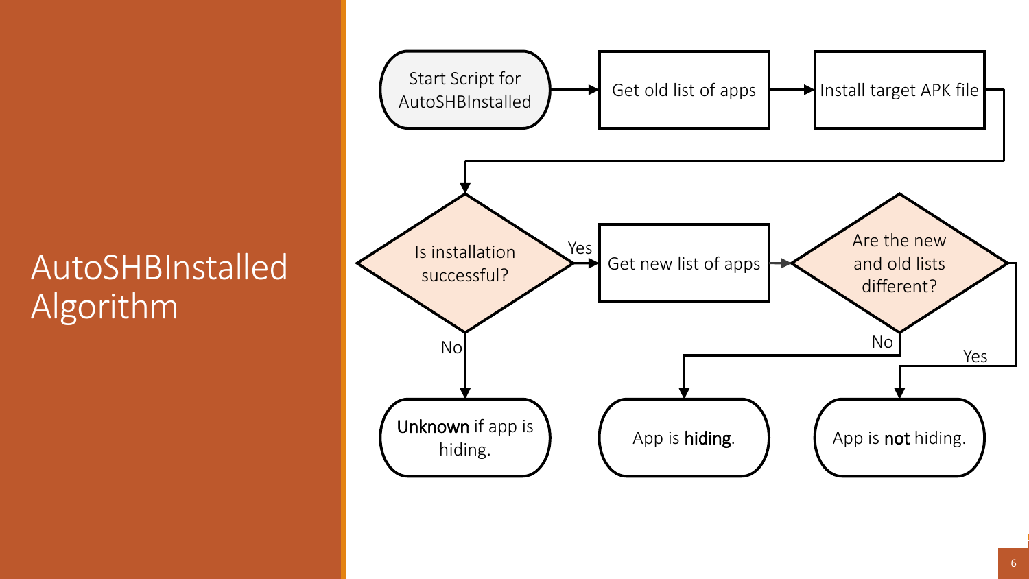# AutoSHBInstalled Algorithm

- Start Script for AutoSHBInstalled → Get old list of apps → Install target APK file → Is installation successful?
  - No → **Unknown** if app is hiding.
  - Yes → Get new list of apps → Are the new and old lists different?
    - No → App is **hiding**.
    - Yes → App is **not** hiding.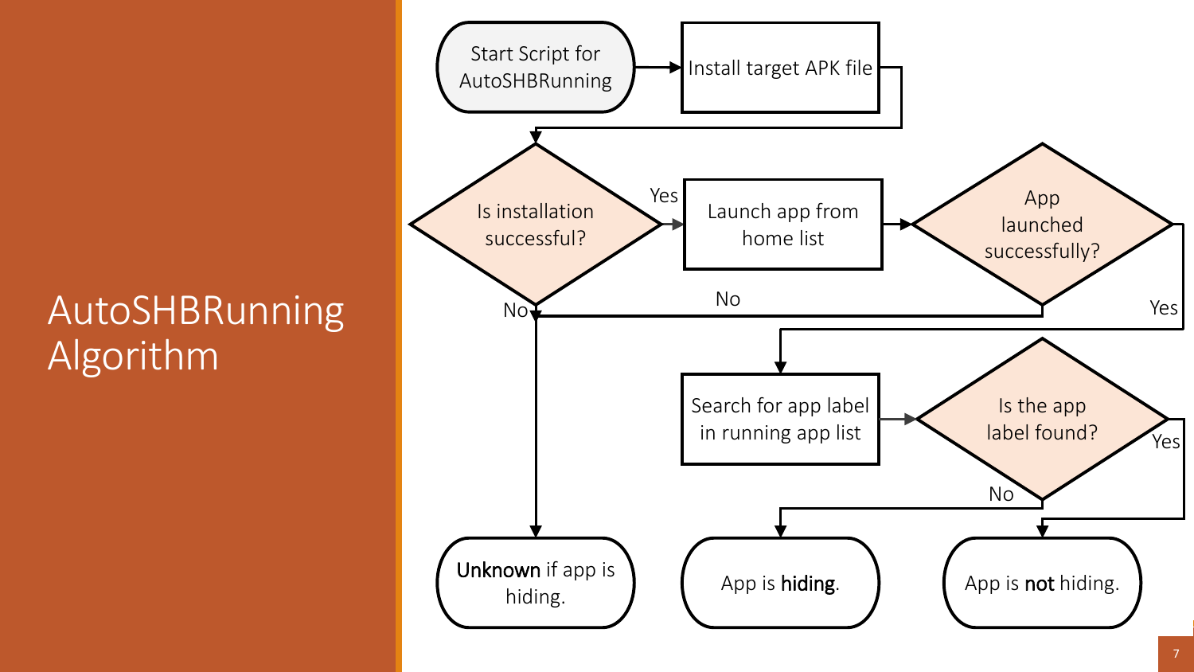# AutoSHBRunning Algorithm

- Start Script for AutoSHBRunning
- Install target APK file
- Is installation successful?
  - No → **Unknown** if app is hiding.
  - Yes → Launch app from home list
- App launched successfully?
  - No → **Unknown** if app is hiding.
  - Yes → Search for app label in running app list
- Is the app label found?
  - No → App is **hiding**.
  - Yes → App is **not** hiding.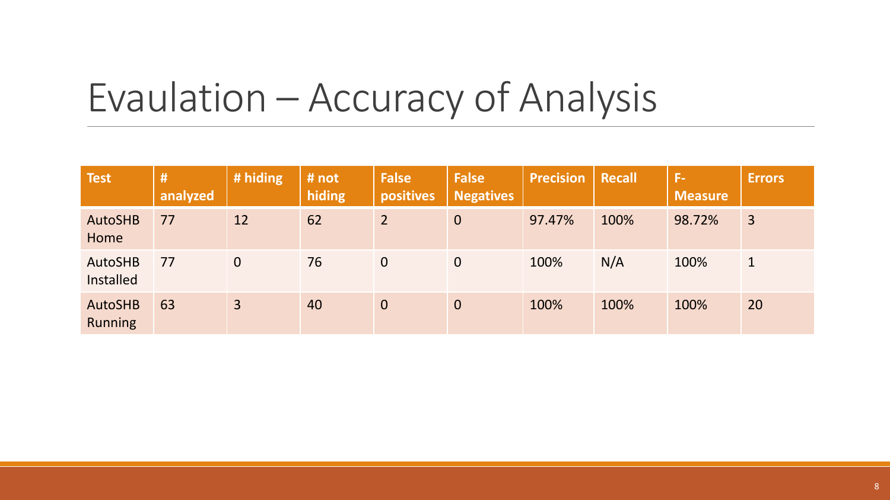# Evaulation – Accuracy of Analysis

| Test | # analyzed | # hiding | # not hiding | False positives | False Negatives | Precision | Recall | F-Measure | Errors |
|---|---|---|---|---|---|---|---|---|---|
| AutoSHB Home | 77 | 12 | 62 | 2 | 0 | 97.47% | 100% | 98.72% | 3 |
| AutoSHB Installed | 77 | 0 | 76 | 0 | 0 | 100% | N/A | 100% | 1 |
| AutoSHB Running | 63 | 3 | 40 | 0 | 0 | 100% | 100% | 100% | 20 |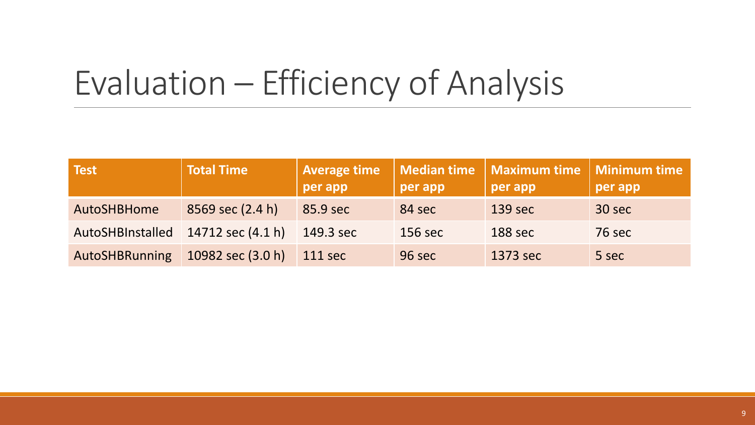# Evaluation – Efficiency of Analysis

| Test | Total Time | Average time per app | Median time per app | Maximum time per app | Minimum time per app |
|---|---|---|---|---|---|
| AutoSHBHome | 8569 sec (2.4 h) | 85.9 sec | 84 sec | 139 sec | 30 sec |
| AutoSHBInstalled | 14712 sec (4.1 h) | 149.3 sec | 156 sec | 188 sec | 76 sec |
| AutoSHBRunning | 10982 sec (3.0 h) | 111 sec | 96 sec | 1373 sec | 5 sec |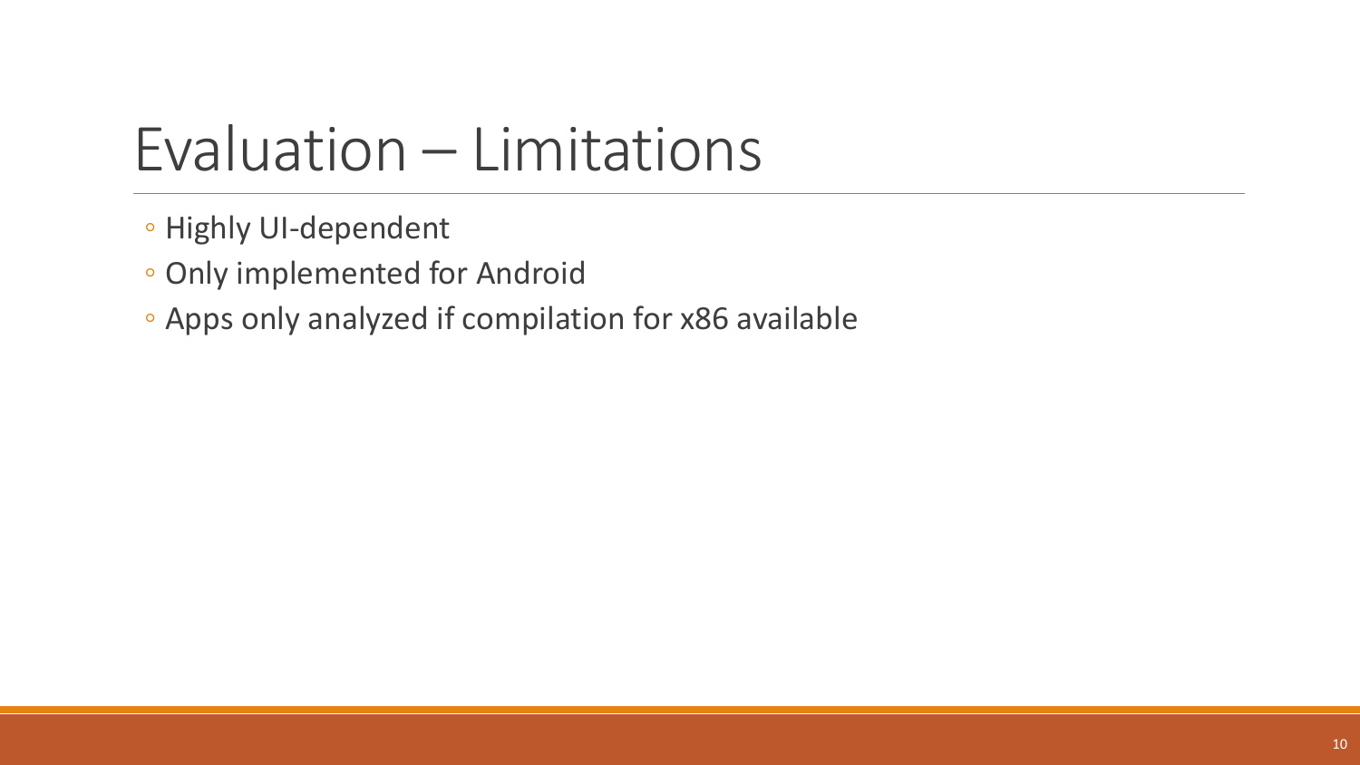# Evaluation – Limitations

- Highly UI-dependent
- Only implemented for Android
- Apps only analyzed if compilation for x86 available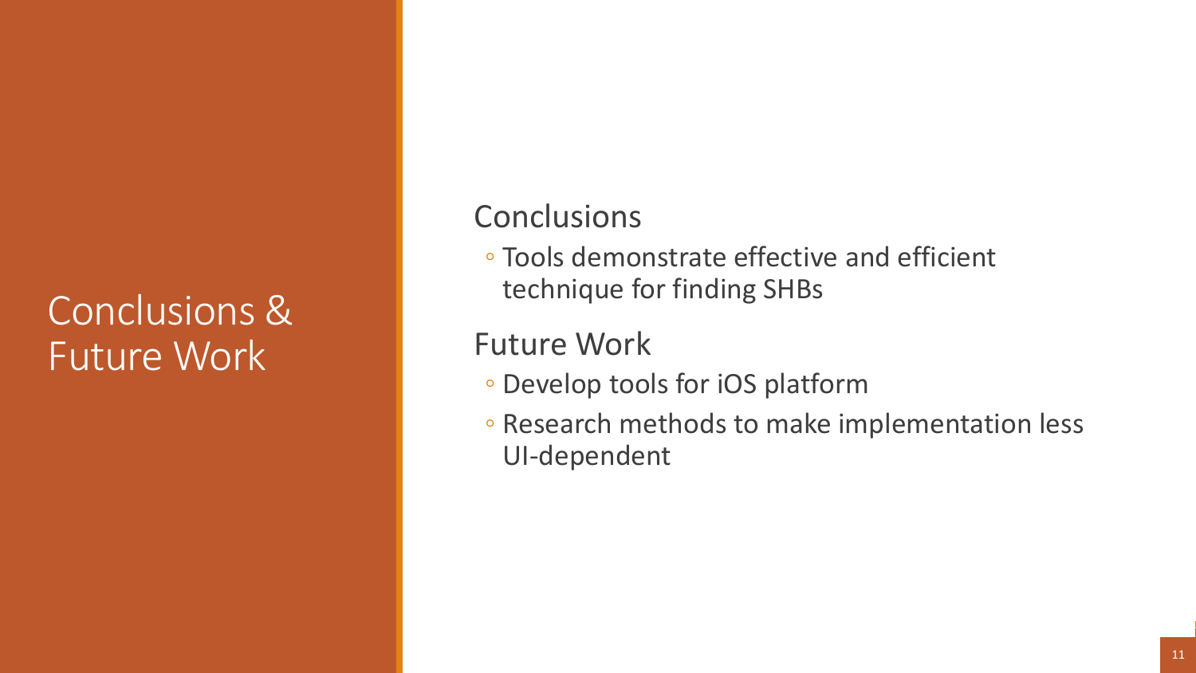# Conclusions & Future Work

## Conclusions

- Tools demonstrate effective and efficient technique for finding SHBs

## Future Work

- Develop tools for iOS platform
- Research methods to make implementation less UI-dependent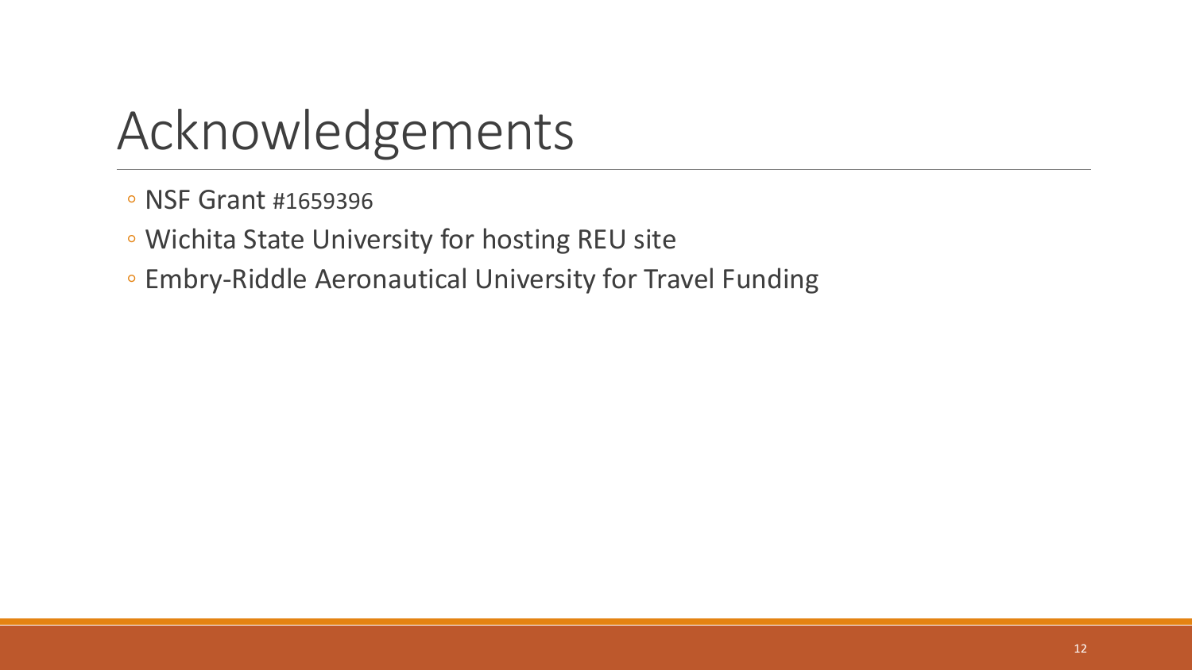# Acknowledgements

- NSF Grant #1659396
- Wichita State University for hosting REU site
- Embry-Riddle Aeronautical University for Travel Funding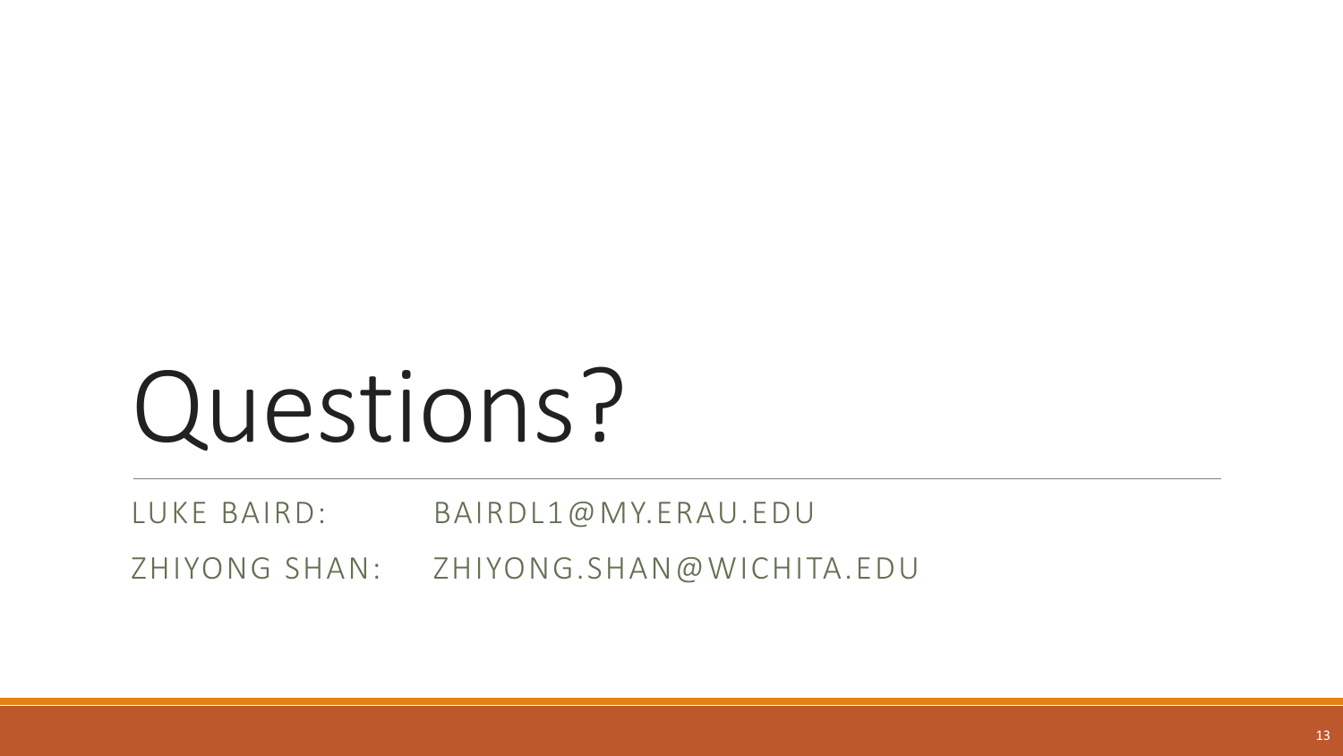# Questions?

LUKE BAIRD: BAIRDL1@MY.ERAU.EDU

ZHIYONG SHAN: ZHIYONG.SHAN@WICHITA.EDU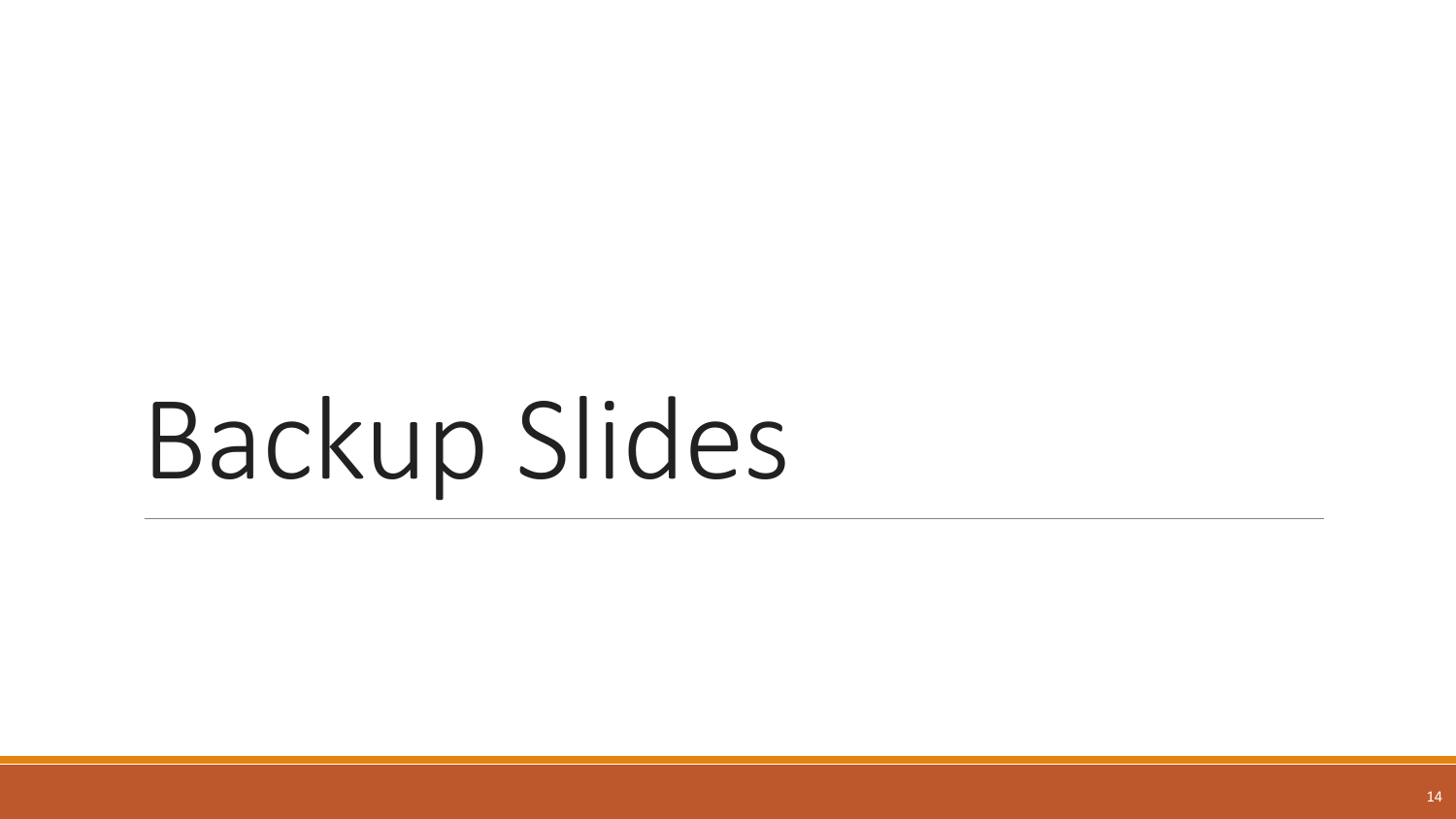# Backup Slides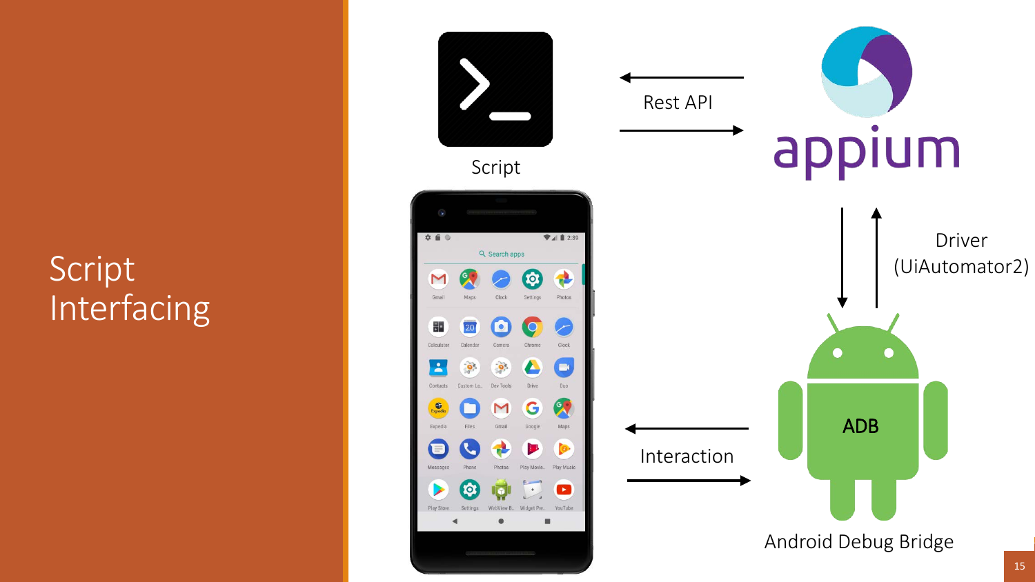# Script Interfacing

Script

Rest API

appium

Driver
(UiAutomator2)

ADB

Android Debug Bridge

Interaction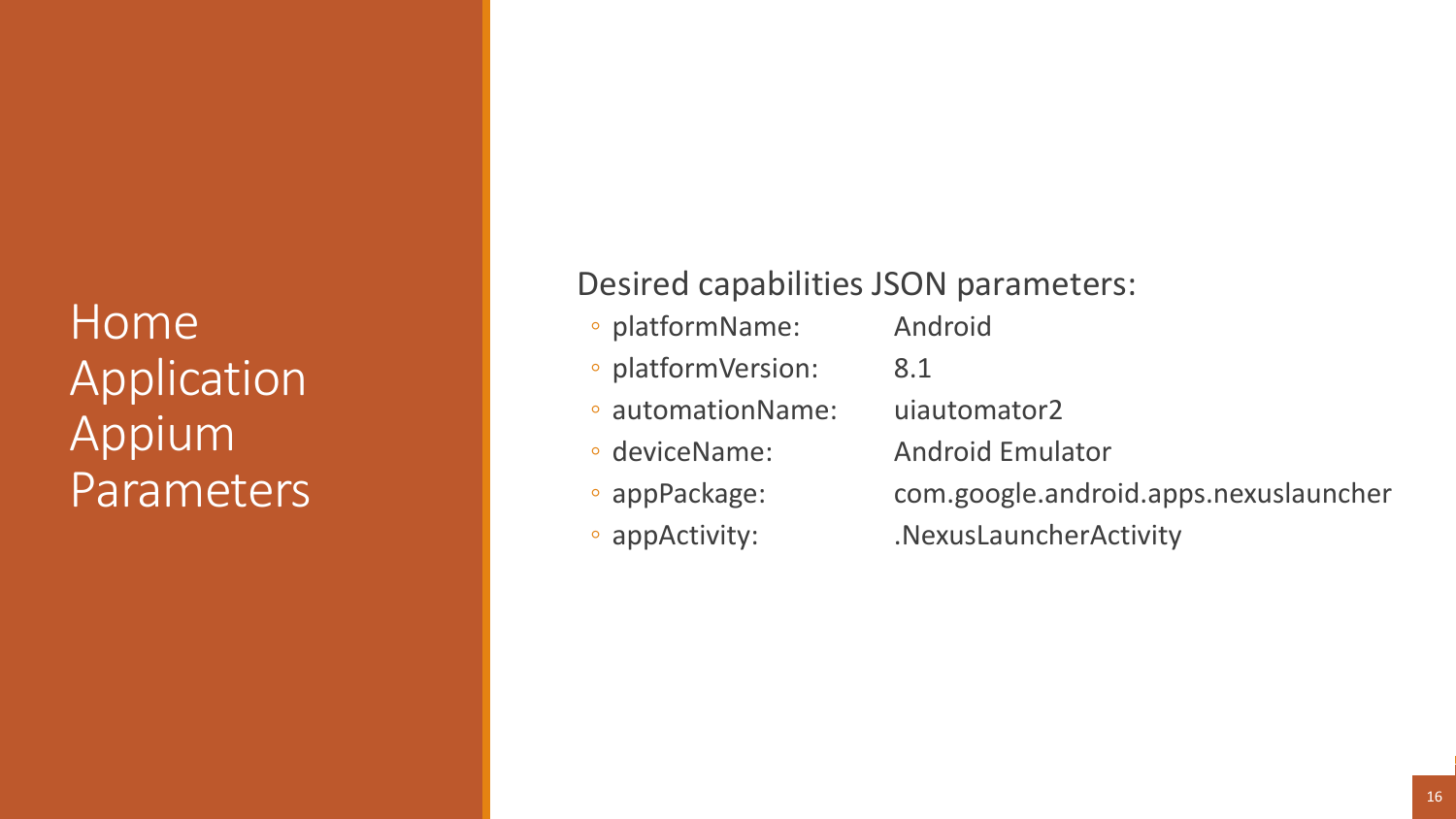# Home Application Appium Parameters

Desired capabilities JSON parameters:

- platformName: Android
- platformVersion: 8.1
- automationName: uiautomator2
- deviceName: Android Emulator
- appPackage: com.google.android.apps.nexuslauncher
- appActivity: .NexusLauncherActivity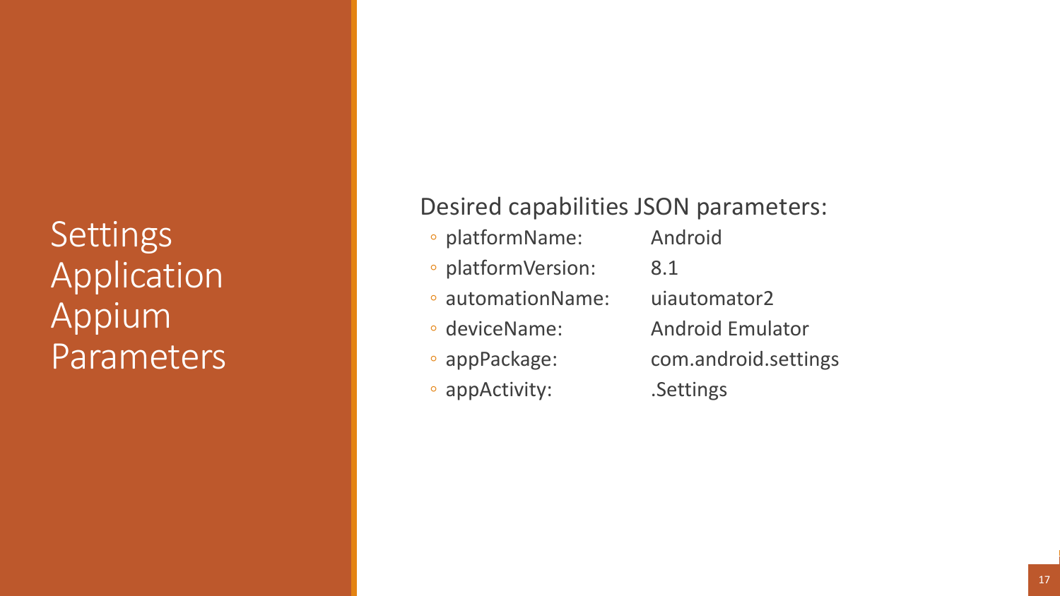# Settings Application Appium Parameters

Desired capabilities JSON parameters:

- platformName: Android
- platformVersion: 8.1
- automationName: uiautomator2
- deviceName: Android Emulator
- appPackage: com.android.settings
- appActivity: .Settings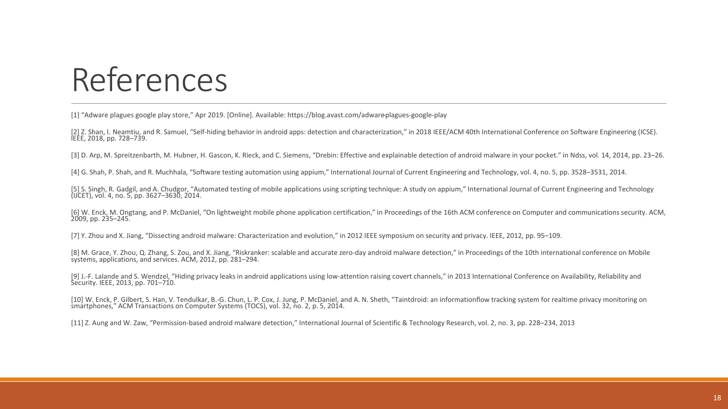# References

[1] "Adware plagues google play store," Apr 2019. [Online]. Available: https://blog.avast.com/adware-plagues-google-play

[2] Z. Shan, I. Neamtiu, and R. Samuel, "Self-hiding behavior in android apps: detection and characterization," in 2018 IEEE/ACM 40th International Conference on Software Engineering (ICSE). IEEE, 2018, pp. 728–739.

[3] D. Arp, M. Spreitzenbarth, M. Hubner, H. Gascon, K. Rieck, and C. Siemens, "Drebin: Effective and explainable detection of android malware in your pocket." in Ndss, vol. 14, 2014, pp. 23–26.

[4] G. Shah, P. Shah, and R. Muchhala, "Software testing automation using appium," International Journal of Current Engineering and Technology, vol. 4, no. 5, pp. 3528–3531, 2014.

[5] S. Singh, R. Gadgil, and A. Chudgor, "Automated testing of mobile applications using scripting technique: A study on appium," International Journal of Current Engineering and Technology (IJCET), vol. 4, no. 5, pp. 3627–3630, 2014.

[6] W. Enck, M. Ongtang, and P. McDaniel, "On lightweight mobile phone application certification," in Proceedings of the 16th ACM conference on Computer and communications security. ACM, 2009, pp. 235–245.

[7] Y. Zhou and X. Jiang, "Dissecting android malware: Characterization and evolution," in 2012 IEEE symposium on security and privacy. IEEE, 2012, pp. 95–109.

[8] M. Grace, Y. Zhou, Q. Zhang, S. Zou, and X. Jiang, "Riskranker: scalable and accurate zero-day android malware detection," in Proceedings of the 10th international conference on Mobile systems, applications, and services. ACM, 2012, pp. 281–294.

[9] J.-F. Lalande and S. Wendzel, "Hiding privacy leaks in android applications using low-attention raising covert channels," in 2013 International Conference on Availability, Reliability and Security. IEEE, 2013, pp. 701–710.

[10] W. Enck, P. Gilbert, S. Han, V. Tendulkar, B.-G. Chun, L. P. Cox, J. Jung, P. McDaniel, and A. N. Sheth, "Taintdroid: an informationflow tracking system for realtime privacy monitoring on smartphones," ACM Transactions on Computer Systems (TOCS), vol. 32, no. 2, p. 5, 2014.

[11] Z. Aung and W. Zaw, "Permission-based android malware detection," International Journal of Scientific & Technology Research, vol. 2, no. 3, pp. 228–234, 2013